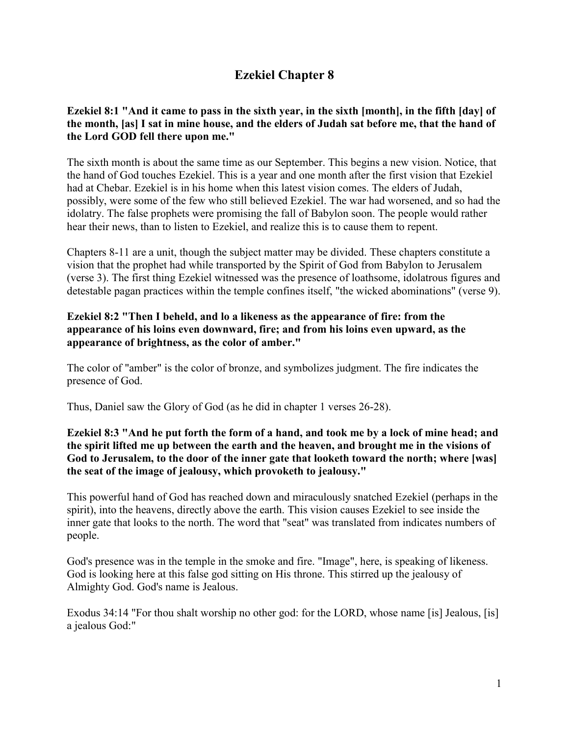# Ezekiel Chapter 8

**Ezekiel 8:1 "And it came to pass in the sixth year, in the sixth [month], in the fifth [day] of the month, [as] I sat in mine house, and the elders of Judah sat before me, that the hand of the Lord GOD fell there upon me."**

The sixth month is about the same time as our September. This begins a new vision. Notice, that the hand of God touches Ezekiel. This is a year and one month after the first vision that Ezekiel had at Chebar. Ezekiel is in his home when this latest vision comes. The elders of Judah, possibly, were some of the few who still believed Ezekiel. The war had worsened, and so had the idolatry. The false prophets were promising the fall of Babylon soon. The people would rather hear their news, than to listen to Ezekiel, and realize this is to cause them to repent.

Chapters 8-11 are a unit, though the subject matter may be divided. These chapters constitute a vision that the prophet had while transported by the Spirit of God from Babylon to Jerusalem (verse 3). The first thing Ezekiel witnessed was the presence of loathsome, idolatrous figures and detestable pagan practices within the temple confines itself, "the wicked abominations" (verse 9).

**Ezekiel 8:2 "Then I beheld, and lo a likeness as the appearance of fire: from the appearance of his loins even downward, fire; and from his loins even upward, as the appearance of brightness, as the color of amber."**

The color of "amber" is the color of bronze, and symbolizes judgment. The fire indicates the presence of God.

Thus, Daniel saw the Glory of God (as he did in chapter 1 verses 26-28).

**Ezekiel 8:3 "And he put forth the form of a hand, and took me by a lock of mine head; and the spirit lifted me up between the earth and the heaven, and brought me in the visions of God to Jerusalem, to the door of the inner gate that looketh toward the north; where [was] the seat of the image of jealousy, which provoketh to jealousy."**

This powerful hand of God has reached down and miraculously snatched Ezekiel (perhaps in the spirit), into the heavens, directly above the earth. This vision causes Ezekiel to see inside the inner gate that looks to the north. The word that "seat" was translated from indicates numbers of people.

God's presence was in the temple in the smoke and fire. "Image", here, is speaking of likeness. God is looking here at this false god sitting on His throne. This stirred up the jealousy of Almighty God. God's name is Jealous.

Exodus 34:14 "For thou shalt worship no other god: for the LORD, whose name [is] Jealous, [is] a jealous God:"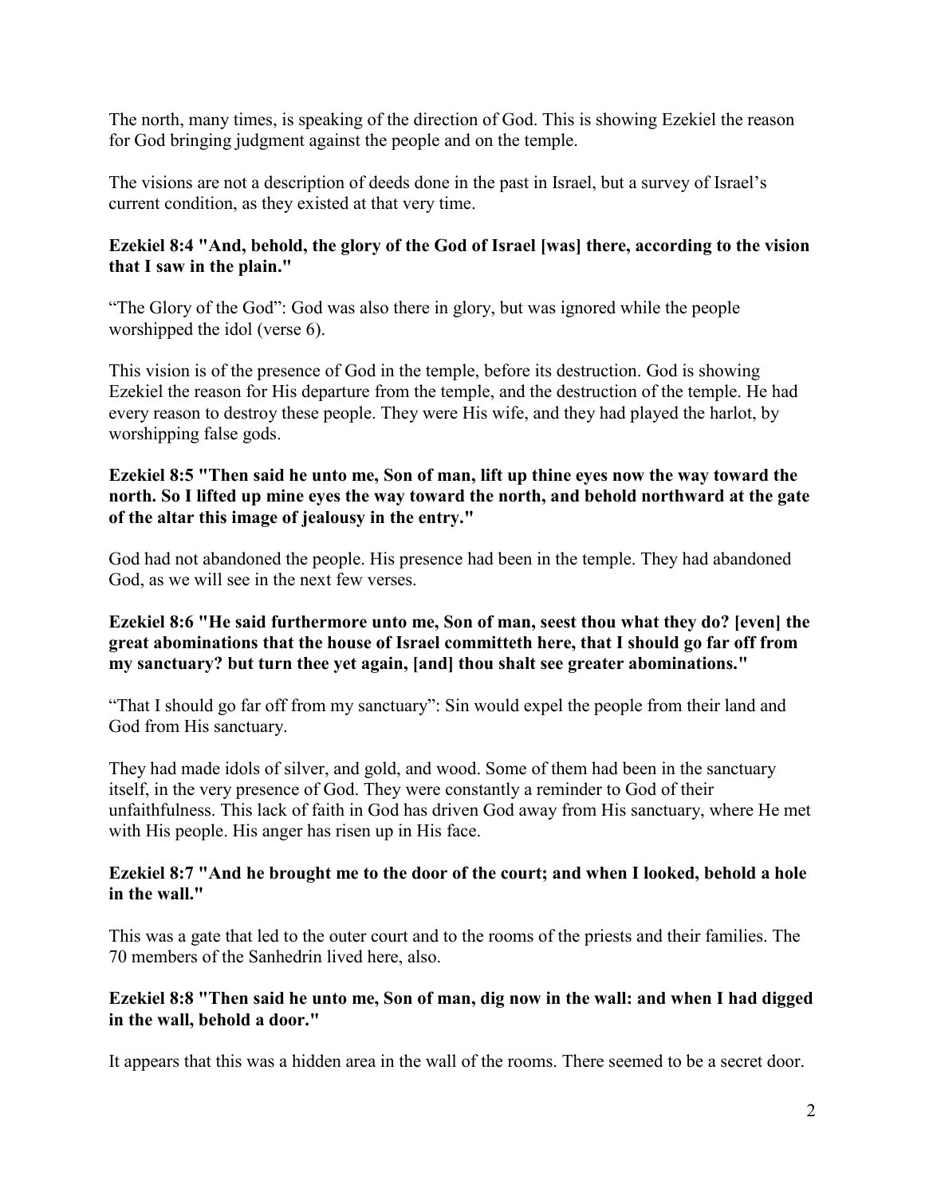The north, many times, is speaking of the direction of God. This is showing Ezekiel the reason for God bringing judgment against the people and on the temple.

The visions are not a description of deeds done in the past in Israel, but a survey of Israel's current condition, as they existed at that very time.

**Ezekiel 8:4 "And, behold, the glory of the God of Israel [was] there, according to the vision that I saw in the plain."**

"The Glory of the God": God was also there in glory, but was ignored while the people worshipped the idol (verse 6).

This vision is of the presence of God in the temple, before its destruction. God is showing Ezekiel the reason for His departure from the temple, and the destruction of the temple. He had every reason to destroy these people. They were His wife, and they had played the harlot, by worshipping false gods.

**Ezekiel 8:5 "Then said he unto me, Son of man, lift up thine eyes now the way toward the north. So I lifted up mine eyes the way toward the north, and behold northward at the gate of the altar this image of jealousy in the entry."**

God had not abandoned the people. His presence had been in the temple. They had abandoned God, as we will see in the next few verses.

**Ezekiel 8:6 "He said furthermore unto me, Son of man, seest thou what they do? [even] the great abominations that the house of Israel committeth here, that I should go far off from my sanctuary? but turn thee yet again, [and] thou shalt see greater abominations."**

"That I should go far off from my sanctuary": Sin would expel the people from their land and God from His sanctuary.

They had made idols of silver, and gold, and wood. Some of them had been in the sanctuary itself, in the very presence of God. They were constantly a reminder to God of their unfaithfulness. This lack of faith in God has driven God away from His sanctuary, where He met with His people. His anger has risen up in His face.

**Ezekiel 8:7 "And he brought me to the door of the court; and when I looked, behold a hole in the wall."**

This was a gate that led to the outer court and to the rooms of the priests and their families. The 70 members of the Sanhedrin lived here, also.

**Ezekiel 8:8 "Then said he unto me, Son of man, dig now in the wall: and when I had digged in the wall, behold a door."**

It appears that this was a hidden area in the wall of the rooms. There seemed to be a secret door.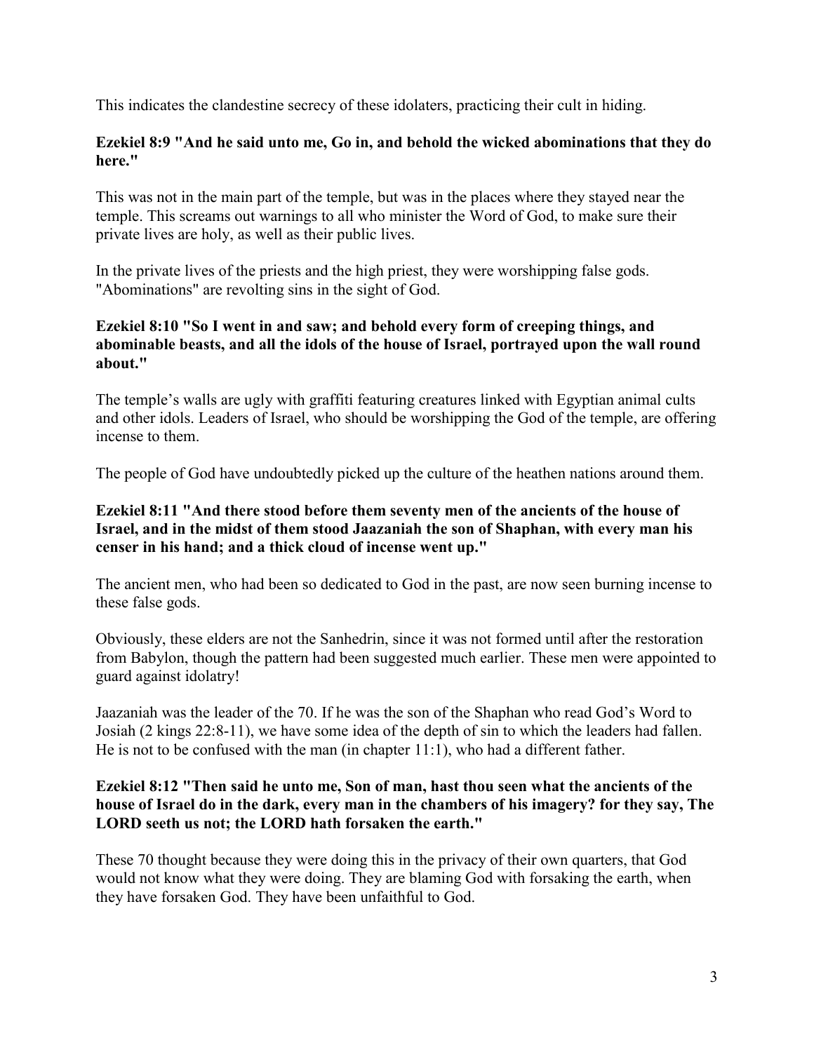This indicates the clandestine secrecy of these idolaters, practicing their cult in hiding.

**Ezekiel 8:9 "And he said unto me, Go in, and behold the wicked abominations that they do here."**

This was not in the main part of the temple, but was in the places where they stayed near the temple. This screams out warnings to all who minister the Word of God, to make sure their private lives are holy, as well as their public lives.

In the private lives of the priests and the high priest, they were worshipping false gods. "Abominations" are revolting sins in the sight of God.

**Ezekiel 8:10 "So I went in and saw; and behold every form of creeping things, and abominable beasts, and all the idols of the house of Israel, portrayed upon the wall round about."**

The temple's walls are ugly with graffiti featuring creatures linked with Egyptian animal cults and other idols. Leaders of Israel, who should be worshipping the God of the temple, are offering incense to them.

The people of God have undoubtedly picked up the culture of the heathen nations around them.

**Ezekiel 8:11 "And there stood before them seventy men of the ancients of the house of Israel, and in the midst of them stood Jaazaniah the son of Shaphan, with every man his censer in his hand; and a thick cloud of incense went up."**

The ancient men, who had been so dedicated to God in the past, are now seen burning incense to these false gods.

Obviously, these elders are not the Sanhedrin, since it was not formed until after the restoration from Babylon, though the pattern had been suggested much earlier. These men were appointed to guard against idolatry!

Jaazaniah was the leader of the 70. If he was the son of the Shaphan who read God's Word to Josiah (2 kings 22:8-11), we have some idea of the depth of sin to which the leaders had fallen. He is not to be confused with the man (in chapter 11:1), who had a different father.

**Ezekiel 8:12 "Then said he unto me, Son of man, hast thou seen what the ancients of the house of Israel do in the dark, every man in the chambers of his imagery? for they say, The LORD seeth us not; the LORD hath forsaken the earth."**

These 70 thought because they were doing this in the privacy of their own quarters, that God would not know what they were doing. They are blaming God with forsaking the earth, when they have forsaken God. They have been unfaithful to God.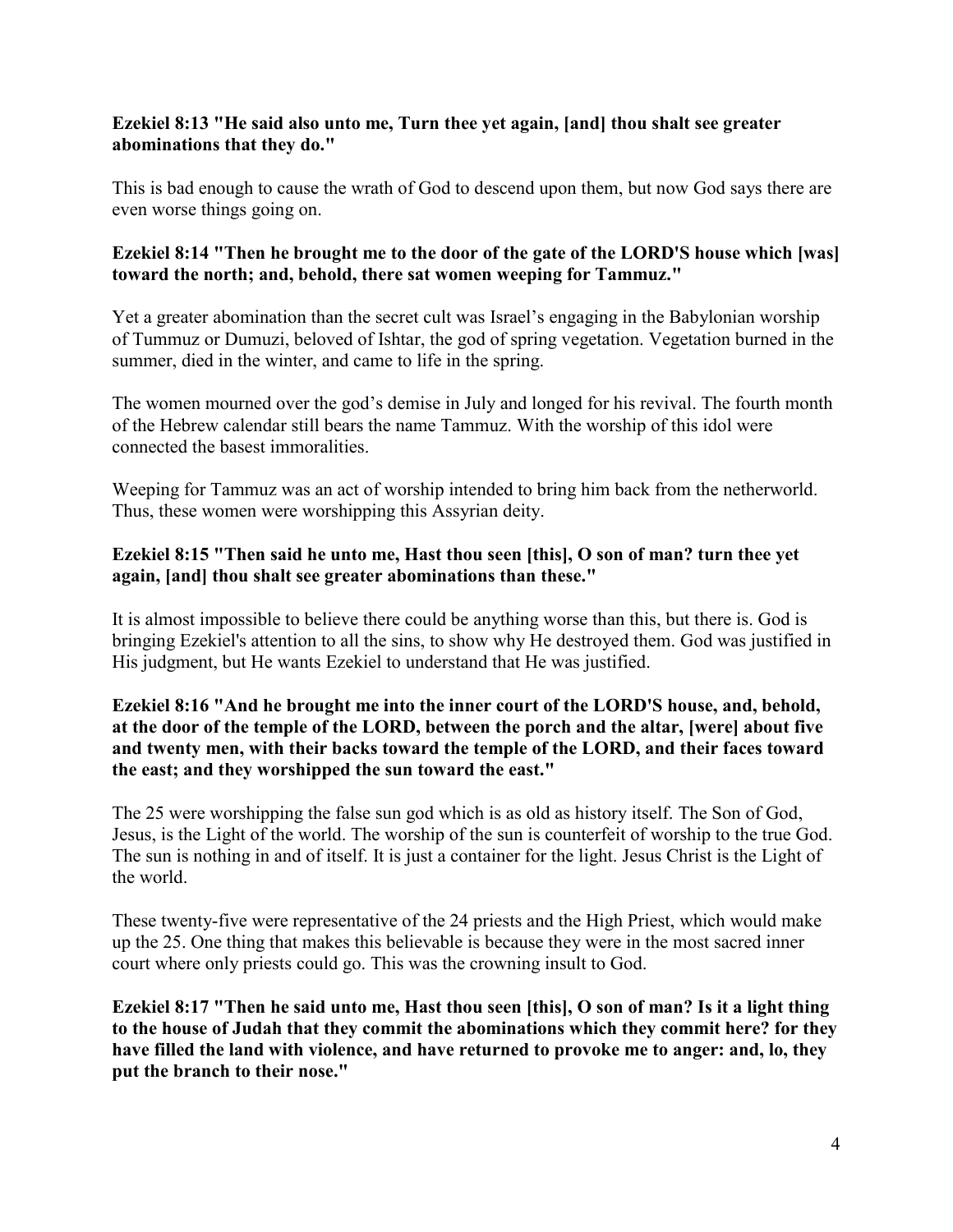**Ezekiel 8:13 "He said also unto me, Turn thee yet again, [and] thou shalt see greater abominations that they do."**

This is bad enough to cause the wrath of God to descend upon them, but now God says there are even worse things going on.

**Ezekiel 8:14 "Then he brought me to the door of the gate of the LORD'S house which [was] toward the north; and, behold, there sat women weeping for Tammuz."**

Yet a greater abomination than the secret cult was Israel's engaging in the Babylonian worship of Tummuz or Dumuzi, beloved of Ishtar, the god of spring vegetation. Vegetation burned in the summer, died in the winter, and came to life in the spring.

The women mourned over the god's demise in July and longed for his revival. The fourth month of the Hebrew calendar still bears the name Tammuz. With the worship of this idol were connected the basest immoralities.

Weeping for Tammuz was an act of worship intended to bring him back from the netherworld. Thus, these women were worshipping this Assyrian deity.

**Ezekiel 8:15 "Then said he unto me, Hast thou seen [this], O son of man? turn thee yet again, [and] thou shalt see greater abominations than these."**

It is almost impossible to believe there could be anything worse than this, but there is. God is bringing Ezekiel's attention to all the sins, to show why He destroyed them. God was justified in His judgment, but He wants Ezekiel to understand that He was justified.

**Ezekiel 8:16 "And he brought me into the inner court of the LORD'S house, and, behold, at the door of the temple of the LORD, between the porch and the altar, [were] about five and twenty men, with their backs toward the temple of the LORD, and their faces toward the east; and they worshipped the sun toward the east."**

The 25 were worshipping the false sun god which is as old as history itself. The Son of God, Jesus, is the Light of the world. The worship of the sun is counterfeit of worship to the true God. The sun is nothing in and of itself. It is just a container for the light. Jesus Christ is the Light of the world.

These twenty-five were representative of the 24 priests and the High Priest, which would make up the 25. One thing that makes this believable is because they were in the most sacred inner court where only priests could go. This was the crowning insult to God.

**Ezekiel 8:17 "Then he said unto me, Hast thou seen [this], O son of man? Is it a light thing to the house of Judah that they commit the abominations which they commit here? for they have filled the land with violence, and have returned to provoke me to anger: and, lo, they put the branch to their nose."**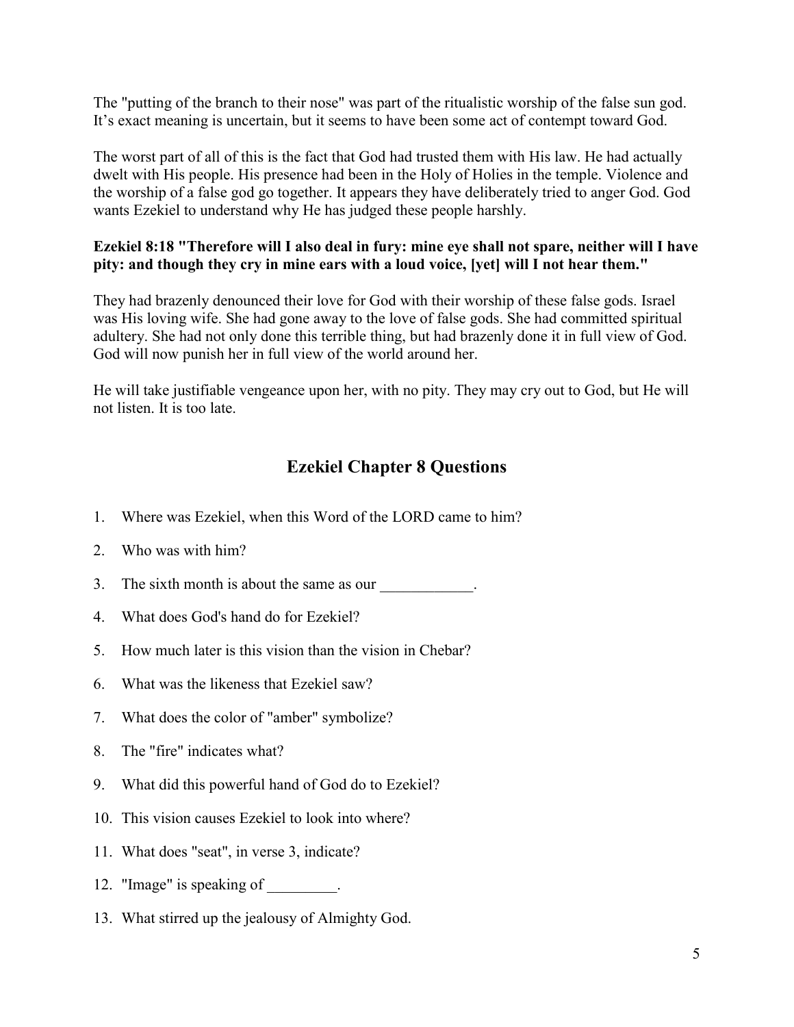The "putting of the branch to their nose" was part of the ritualistic worship of the false sun god. It's exact meaning is uncertain, but it seems to have been some act of contempt toward God.

The worst part of all of this is the fact that God had trusted them with His law. He had actually dwelt with His people. His presence had been in the Holy of Holies in the temple. Violence and the worship of a false god go together. It appears they have deliberately tried to anger God. God wants Ezekiel to understand why He has judged these people harshly.

**Ezekiel 8:18 "Therefore will I also deal in fury: mine eye shall not spare, neither will I have pity: and though they cry in mine ears with a loud voice, [yet] will I not hear them."**

They had brazenly denounced their love for God with their worship of these false gods. Israel was His loving wife. She had gone away to the love of false gods. She had committed spiritual adultery. She had not only done this terrible thing, but had brazenly done it in full view of God. God will now punish her in full view of the world around her.

He will take justifiable vengeance upon her, with no pity. They may cry out to God, but He will not listen. It is too late.

## Ezekiel Chapter 8 Questions

1. Where was Ezekiel, when this Word of the LORD came to him?
2. Who was with him?
3. The sixth month is about the same as our ____________.
4. What does God's hand do for Ezekiel?
5. How much later is this vision than the vision in Chebar?
6. What was the likeness that Ezekiel saw?
7. What does the color of "amber" symbolize?
8. The "fire" indicates what?
9. What did this powerful hand of God do to Ezekiel?
10. This vision causes Ezekiel to look into where?
11. What does "seat", in verse 3, indicate?
12. "Image" is speaking of _________.
13. What stirred up the jealousy of Almighty God.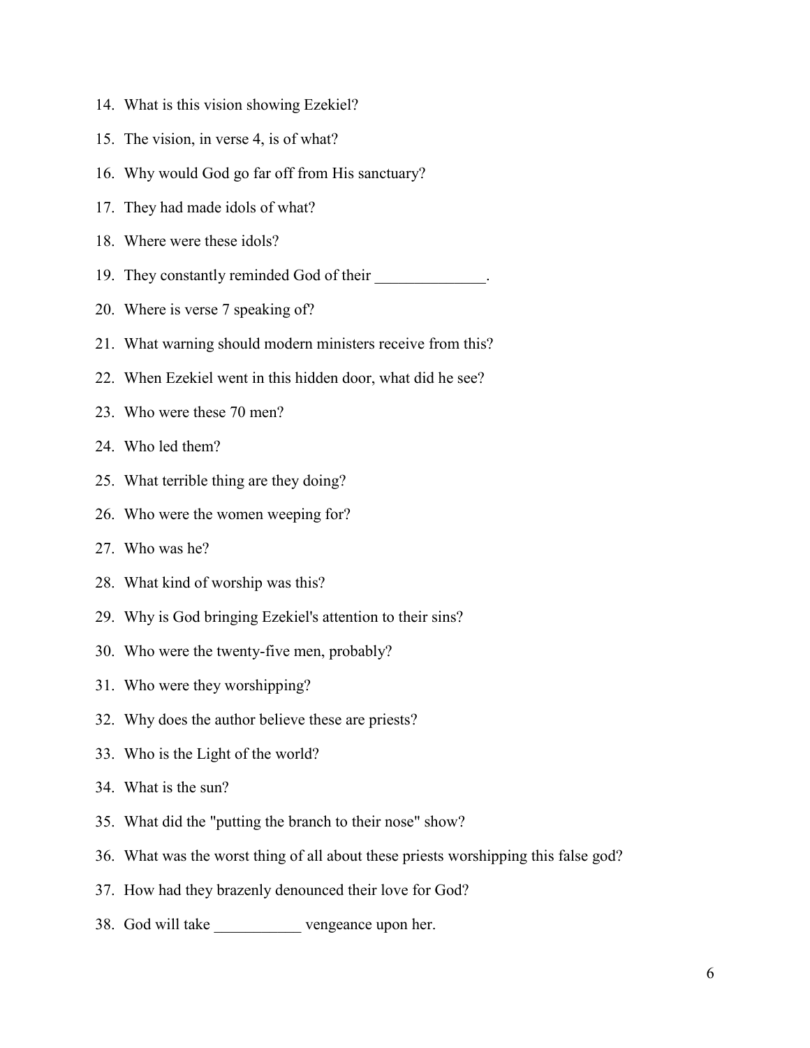14. What is this vision showing Ezekiel?
15. The vision, in verse 4, is of what?
16. Why would God go far off from His sanctuary?
17. They had made idols of what?
18. Where were these idols?
19. They constantly reminded God of their ______________.
20. Where is verse 7 speaking of?
21. What warning should modern ministers receive from this?
22. When Ezekiel went in this hidden door, what did he see?
23. Who were these 70 men?
24. Who led them?
25. What terrible thing are they doing?
26. Who were the women weeping for?
27. Who was he?
28. What kind of worship was this?
29. Why is God bringing Ezekiel's attention to their sins?
30. Who were the twenty-five men, probably?
31. Who were they worshipping?
32. Why does the author believe these are priests?
33. Who is the Light of the world?
34. What is the sun?
35. What did the "putting the branch to their nose" show?
36. What was the worst thing of all about these priests worshipping this false god?
37. How had they brazenly denounced their love for God?
38. God will take ___________ vengeance upon her.